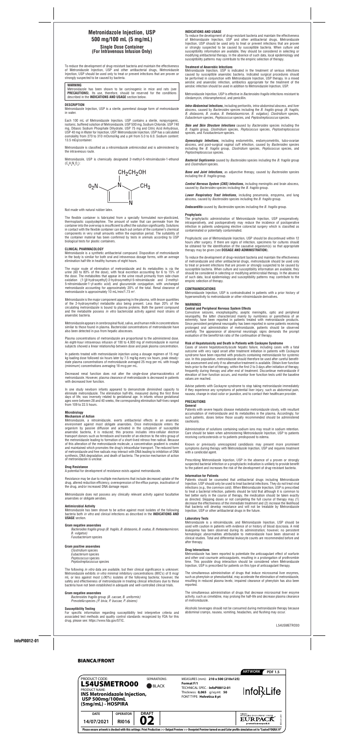# Metronidazole Injection, USP 500 mg/100 mL (5 mg/mL)

## Single Dose Container (For Intravenous Infusion Only)

To reduce the development of drug-resistant bacteria and maintain the effectiveness of Metronidazole Injection, USP and other antibacterial drugs, Metronidazole Injection, USP should be used only to treat or prevent infections that are proven or strongly suspected to be caused by bacteria.

**WARNING**

Metronidazole has been shown to be carcinogenic in mice and rats (see **PRECAUTIONS**). Its use, therefore, should be reserved for the conditions described in the **INDICATIONS AND USAGE** section below.

### DESCRIPTION

Metronidazole Injection, USP is a sterile, parenteral dosage form of metronidazole in water.

Each 100 mL of Metronidazole Injection, USP contains a sterile, nonpyrogenic, isotonic, buffered solution of Metronidazole, USP 500 mg, Sodium Chloride, USP 740 mg, Dibasic Sodium Phosphate Dihydrate, USP 75 mg and Citric Acid Anhydrous, USP 40 mg in Water for Injection, USP. Metronidazole Injection, USP has a calculated osmolality from 270 to 310 mOsmol/kg and a pH from 5.0 to 6.0. Sodium content: 13.5 mEq/container.

Metronidazole is classified as a nitroimidazole antimicrobial and is administered by the intravenous route.

Metronidazole, USP is chemically designated 2-methyl-5-nitroimidazole-1-ethanol ($C_6H_9N_3O_3$):

Not made with natural rubber latex.

The flexible container is fabricated from a specially formulated non-plasticized, thermoplastic copolyolephine. The amount of water that can permeate from the container into the overwrap is insufficient to affect the solution significantly. Solutions in contact with the flexible container can leach out certain of the container's chemical components in very small amounts within the expiration period. The suitability of the container material has been confirmed by tests in animals according to USP biological tests for plastic containers.

### CLINICAL PHARMACOLOGY

Metronidazole is a synthetic antibacterial compound. Disposition of metronidazole in the body is similar for both oral and intravenous dosage forms, with an average elimination half-life in healthy humans of eight hours.

The major route of elimination of metronidazole and its metabolites is via the urine (60 to 80% of the dose), with fecal excretion accounting for 6 to 15% of the dose. The metabolites that appear in the urine result primarily from side-chain oxidation [1-(β-hydroxyethyl)-2-hydroxymethyl-5-nitroimidazole and 2-methyl-5-nitroimidazole-1-yl-acetic acid] and glucuronide conjugation, with unchanged metronidazole accounting for approximately 20% of the total. Renal clearance of metronidazole is approximately 10 mL/min/1.73 $m^2$.

Metronidazole is the major component appearing in the plasma, with lesser quantities of the 2-hydroxymethyl metabolite also being present. Less than 20% of the circulating metronidazole is bound to plasma proteins. Both the parent compound and the metabolite possess *in vitro* bactericidal activity against most strains of anaerobic bacteria.

Metronidazole appears in cerebrospinal fluid, saliva, and human milk in concentrations similar to those found in plasma. Bactericidal concentrations of metronidazole have also been detected in pus from hepatic abscesses.

Plasma concentrations of metronidazole are proportional to the administered dose. An eight-hour intravenous infusion of 100 to 4,000 mg of metronidazole in normal subjects showed a linear relationship between dose and peak plasma concentration.

In patients treated with metronidazole injection using a dosage regimen of 15 mg/kg loading dose followed six hours later by 7.5 mg/kg every six hours, peak steady-state plasma concentrations of metronidazole averaged 25 mcg per mL with trough (minimum) concentrations averaging 18 mcg per mL.

Decreased renal function does not alter the single-dose pharmacokinetics of metronidazole. However, plasma clearance of metronidazole is decreased in patients with decreased liver function.

In one study newborn infants appeared to demonstrate diminished capacity to eliminate metronidazole. The elimination half-life, measured during the first three days of life, was inversely related to gestational age. In infants whose gestational ages were between 28 and 40 weeks, the corresponding elimination half-lives ranged from 109 to 22.5 hours.

### Microbiology

**Mechanism of Action**

Metronidazole, a nitroimidazole, exerts antibacterial effects in an anaerobic environment against most obligate anaerobes. Once metronidazole enters the organism by passive diffusion and activated in the cytoplasm of susceptible anaerobic bacteria, it is reduced; this process includes intra-cellular electron transport donors such as ferredoxin and transfer of an electron to the nitro group of the metronidazole leading to formation of a short-lived nitroso free radical. Because of this alteration of the metronidazole molecule, a concentration gradient is created and maintained which promotes the drug's intracellular transport. The reduced form of metronidazole and free radicals may interact with DNA leading to inhibition of DNA synthesis, DNA degradation, and death of bacteria. The precise mechanism of action of metronidazole is unclear.

**Drug Resistance**

A potential for development of resistance exists against metronidazole.

Resistance may be due to multiple mechanisms that include decreased uptake of the drug, altered reduction efficiency, overexpression of the efflux pumps, inactivation of the drug, and/or increased DNA damage repair.

Metronidazole does not possess any clinically relevant activity against facultative anaerobes or obligate aerobes.

**Antimicrobial Activity**

Metronidazole has been shown to be active against most isolates of the following bacteria both *in vitro* and clinical infections as described in the **INDICATIONS AND USAGE** section.

**Gram negative anaerobes**

*Bacteroides fragilis group (B. fragilis, B. distasonis, B. ovatus, B. thetaiotaomicron, B. vulgatus)*
*Fusobacterium* species

**Gram positive anaerobes**

*Clostridium* species
*Eubacterium* species
*Peptococcus* species
*Peptostreptococcus* species

The following *in vitro* data are available, but their clinical significance is unknown: Metronidazole exhibits *in vitro* minimal inhibitory concentrations (MIC's) of 8 mcg/mL or less against most (≥90%) isolates of the following bacteria; however, the safety and effectiveness of metronidazole in treating clinical infections due to these bacteria have not been established in adequate and well-controlled clinical trials.

**Gram negative anaerobes**

*Bacteroides fragilis* group *(B. caccae, B. uniformis)*
*Prevotella* species *(P. bivia, P. buccae, P. disiens)*

**Susceptibility Testing**

For specific information regarding susceptibility test interpretive criteria and associated test methods and quality control standards recognized by FDA for this drug, please see: https://www.fda.gov/STIC.

### INDICATIONS AND USAGE

To reduce the development of drug-resistant bacteria and maintain the effectiveness of Metronidazole Injection, USP and other antibacterial drugs, Metronidazole Injection, USP should be used only to treat or prevent infections that are proven or strongly suspected to be caused by susceptible bacteria. When culture and susceptibility information are available, they should be considered in selecting or modifying antibacterial therapy. In the absence of such data, local epidemiology and susceptibility patterns may contribute to the empiric selection of therapy.

**Treatment of Anaerobic Infections**

Metronidazole Injection, USP is indicated in the treatment of serious infections caused by susceptible anaerobic bacteria. Indicated surgical procedures should be performed in conjunction with Metronidazole Injection, USP therapy. In a mixed aerobic and anaerobic infection, antibiotics appropriate for the treatment of the aerobic infection should be used in addition to Metronidazole Injection, USP.

Metronidazole Injection, USP is effective in *Bacteroides fragilis* infections resistant to clindamycin, chloramphenicol, and penicillin.

***Intra-Abdominal Infections,*** including peritonitis, intra-abdominal abscess, and liver abscess, caused by *Bacteroides* species including the *B. fragilis* group *(B. fragilis, B. distasonis, B. ovatus, B. thetaiotaomicron, B. vulgatus)*, *Clostridium* species, *Eubacterium* species, *Peptococcus* species, and *Peptostreptococcus* species.

***Skin and Skin Structure Infections*** caused by *Bacteroides* species including the *B. fragilis* group, *Clostridium* species, *Peptococcus* species, *Peptostreptococcus* species, and *Fusobacterium* species.

***Gynecologic Infections,*** including endometritis, endomyometritis, tubo-ovarian abscess, and post-surgical vaginal cuff infection, caused by *Bacteroides* species including the *B. fragilis* group, *Clostridium* species, *Peptococcus* species, and *Peptostreptococcus* species.

***Bacterial Septicemia*** caused by *Bacteroides* species including the *B. fragilis* group and *Clostridium* species.

***Bone and Joint Infections,*** as adjunctive therapy, caused by *Bacteroides* species including the *B. fragilis* group.

***Central Nervous System (CNS) Infections,*** including meningitis and brain abscess, caused by *Bacteroides* species including the *B. fragilis* group.

***Lower Respiratory Tract Infections,*** including pneumonia, empyema, and lung abscess, caused by *Bacteroides* species including the *B. fragilis* group.

***Endocarditis*** caused by *Bacteroides* species including the *B. fragilis* group.

**Prophylaxis**

The prophylactic administration of Metronidazole Injection, USP preoperatively, intraoperatively, and postoperatively may reduce the incidence of postoperative infection in patients undergoing elective colorectal surgery which is classified as contaminated or potentially contaminated.

Prophylactic use of Metronidazole Injection, USP should be discontinued within 12 hours after surgery. If there are signs of infection, specimens for cultures should be obtained for the identification of the causative organism(s) so that appropriate therapy may be given (see **DOSAGE AND ADMINISTRATION**).

To reduce the development of drug-resistant bacteria and maintain the effectiveness of metronidazole and other antibacterial drugs, metronidazole should be used only to treat or prevent infections that are proven or strongly suspected to be caused by susceptible bacteria. When culture and susceptibility information are available, they should be considered in selecting or modifying antibacterial therapy. In the absence of such data, local epidemiology and susceptibility patterns may contribute to the empiric selection of therapy.

### CONTRAINDICATIONS

Metronidazole Injection, USP is contraindicated in patients with a prior history of hypersensitivity to metronidazole or other nitroimidazole derivatives.

### WARNINGS

**Central and Peripheral Nervous System Effects**

Convulsive seizures, encephalopathy, aseptic meningitis, optic and peripheral neuropathy, the latter characterized mainly by numbness or paresthesia of an extremity, have been reported in patients treated with metronidazole products. Since persistent peripheral neuropathy has been reported in some patients receiving prolonged oral administration of metronidazole, patients should be observed carefully. The appearance of abnormal neurologic signs demands the prompt evaluation of the benefit/risk ratio of the continuation of therapy.

**Risk of Hepatotoxicity and Death in Patients with Cockayne Syndrome**

Cases of severe hepatotoxicity/acute hepatic failure, including cases with a fatal outcome with very rapid onset after treatment initiation in patients with Cockayne syndrome have been reported with products containing metronidazole for systemic use. In this population, metronidazole should therefore be used after careful benefit-risk assessment and only if no alternative treatment is available. Obtain liver function tests prior to the start of therapy, within the first 2 to 3 days after initiation of therapy, frequently during therapy and after end of treatment. Discontinue metronidazole if elevation of liver function tests occurs, and monitor liver function tests until the baseline values are reached.

Advise patients with Cockayne syndrome to stop taking metronidazole immediately if they experience any symptoms of potential liver injury, such as abdominal pain, nausea, change in stool color or jaundice, and to contact their healthcare provider.

### PRECAUTIONS

**General**

Patients with severe hepatic disease metabolize metronidazole slowly, with resultant accumulation of metronidazole and its metabolites in the plasma. Accordingly, for such patients, doses below those usually recommended should be administered cautiously.

Administration of solutions containing sodium ions may result in sodium retention. Care should be taken when administering Metronidazole Injection, USP to patients receiving corticosteroids or to patients predisposed to edema.

Known or previously unrecognized candidiasis may present more prominent symptoms during therapy with Metronidazole Injection, USP and requires treatment with a candicidal agent.

Prescribing Metronidazole Injection, USP in the absence of a proven or strongly suspected bacterial infection or a prophylactic indication is unlikely to provide benefit to the patient and increases the risk of the development of drug-resistant bacteria.

**Information for Patients**

Patients should be counseled that antibacterial drugs including Metronidazole Injection, USP should only be used to treat bacterial infections. They do not treat viral infections (e.g., the common cold). When Metronidazole Injection, USP is prescribed to treat a bacterial infection, patients should be told that although it is common to feel better early in the course of therapy, the medication should be taken exactly as directed. Skipping doses or not completing the full course of therapy may (1) decrease the effectiveness of the immediate treatment and (2) increase the likelihood that bacteria will develop resistance and will not be treatable by Metronidazole Injection, USP or other antibacterial drugs in the future.

**Laboratory Tests**

Metronidazole is a nitroimidazole, and Metronidazole Injection, USP should be used with caution in patients with evidence of or history of blood dyscrasia. A mild leukopenia has been observed during its administration; however, no persistent hematologic abnormalities attributable to metronidazole have been observed in clinical studies. Total and differential leukocyte counts are recommended before and after therapy.

**Drug Interactions**

Metronidazole has been reported to potentiate the anticoagulant effect of warfarin and other oral coumarin anticoagulants, resulting in a prolongation of prothrombin time. This possible drug interaction should be considered when Metronidazole Injection, USP is prescribed for patients on this type of anticoagulant therapy.

The simultaneous administration of drugs that induce microsomal liver enzymes, such as phenytoin or phenobarbital, may accelerate the elimination of metronidazole, resulting in reduced plasma levels; impaired clearance of phenytoin has also been reported.

The simultaneous administration of drugs that decrease microsomal liver enzyme activity, such as cimetidine, may prolong the half-life and decrease plasma clearance of metronidazole.

Alcoholic beverages should not be consumed during metronidazole therapy because abdominal cramps, nausea, vomiting, headaches, and flushing may occur.

L54USMETRO00

InfoPI0012-01

BIANCA/FRONT

| PRODUCT CODE: **L54USMETRO00** | SEPARATIONS: BLACK | MEASURES (mm): **210 x 500 (210x125)** Format F/1 TECHNICAL SPEC : **InfoPI0012-01** Thickness: **0,065** g/sq.mt: **50** FONT TYPE: **Helvetica 8 pt** | ARTWORK PDF 1.5 |
|---|---|---|---|
| PRODUCT NAME **INS Metronidazole Injection, USP 500mg/100mL (5mg/mL) - HOSPIRA** | | | |
| DATE: 14/07/2021 | OPERATOR: RI016 | DRAFT: 02 | EURPACK |

Please ensure artwork is checked with this settings: Print Production >> Output Preview >> Overprint Preview turned on and Color profile simulation set to "Coated FOGRA 39"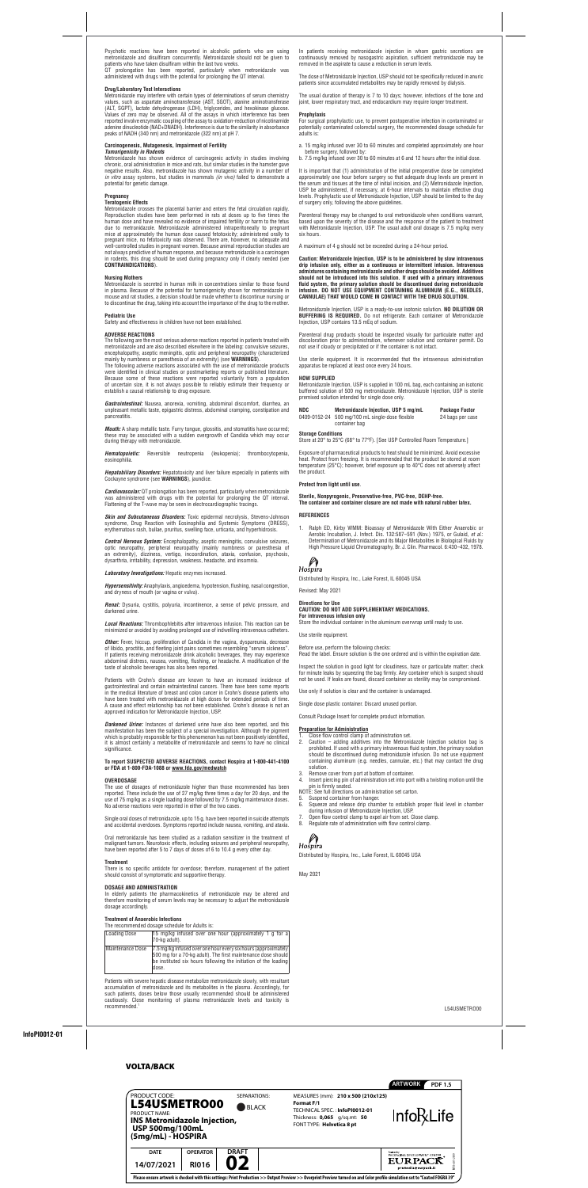Psychotic reactions have been reported in alcoholic patients who are using metronidazole and disulfiram concurrently. Metronidazole should not be given to patients who have taken disulfiram within the last two weeks.

QT prolongation has been reported, particularly when metronidazole was administered with drugs with the potential for prolonging the QT interval.

**Drug/Laboratory Test Interactions**

Metronidazole may interfere with certain types of determinations of serum chemistry values, such as aspartate aminotransferase (AST, SGOT), alanine aminotransferase (ALT, SGPT), lactate dehydrogenase (LDH), triglycerides, and hexokinase glucose. Values of zero may be observed. All of the assays in which interference has been reported involve enzymatic coupling of the assay to oxidation-reduction of nicotinamide adenine dinucleotide (NAD+⇌NADH). Interference is due to the similarity in absorbance peaks of NADH (340 nm) and metronidazole (322 nm) at pH 7.

**Carcinogenesis, Mutagenesis, Impairment of Fertility**

***Tumorigenicity in Rodents***

Metronidazole has shown evidence of carcinogenic activity in studies involving chronic, oral administration in mice and rats, but similar studies in the hamster gave negative results. Also, metronidazole has shown mutagenic activity in a number of *in vitro* assay systems, but studies in mammals *(in vivo)* failed to demonstrate a potential for genetic damage.

**Pregnancy**

***Teratogenic Effects***

Metronidazole crosses the placental barrier and enters the fetal circulation rapidly. Reproduction studies have been performed in rats at doses up to five times the human dose and have revealed no evidence of impaired fertility or harm to the fetus due to metronidazole. Metronidazole administered intraperitoneally to pregnant mice at approximately the human dose caused fetotoxicity; administered orally to pregnant mice, no fetotoxicity was observed. There are, however, no adequate and well-controlled studies in pregnant women. Because animal reproduction studies are not always predictive of human response, and because metronidazole is a carcinogen in rodents, this drug should be used during pregnancy only if clearly needed (see **CONTRAINDICATIONS**).

**Nursing Mothers**

Metronidazole is secreted in human milk in concentrations similar to those found in plasma. Because of the potential for tumorigenicity shown for metronidazole in mouse and rat studies, a decision should be made whether to discontinue nursing or to discontinue the drug, taking into account the importance of the drug to the mother.

**Pediatric Use**

Safety and effectiveness in children have not been established.

**ADVERSE REACTIONS**

The following are the most serious adverse reactions reported in patients treated with metronidazole and are also described elsewhere in the labeling: convulsive seizures, encephalopathy, aseptic meningitis, optic and peripheral neuropathy (characterized mainly by numbness or paresthesia of an extremity) (see **WARNINGS**).

The following adverse reactions associated with the use of metronidazole products were identified in clinical studies or postmarketing reports or published literature. Because some of these reactions were reported voluntarily from a population of uncertain size, it is not always possible to reliably estimate their frequency or establish a causal relationship to drug exposure.

***Gastrointestinal:*** Nausea, anorexia, vomiting, abdominal discomfort, diarrhea, an unpleasant metallic taste, epigastric distress, abdominal cramping, constipation and pancreatitis.

***Mouth:*** A sharp metallic taste. Furry tongue, glossitis, and stomatitis have occurred; these may be associated with a sudden overgrowth of Candida which may occur during therapy with metronidazole.

***Hematopoietic:*** Reversible neutropenia (leukopenia); thrombocytopenia, eosinophilia.

***Hepatobiliary Disorders:*** Hepatotoxicity and liver failure especially in patients with Cockayne syndrome (see **WARNINGS**), jaundice.

***Cardiovascular:*** QT prolongation has been reported, particularly when metronidazole was administered with drugs with the potential for prolonging the QT interval. Flattening of the T-wave may be seen in electrocardiographic tracings.

***Skin and Subcutaneous Disorders:*** Toxic epidermal necrolysis, Stevens-Johnson syndrome, Drug Reaction with Eosinophilia and Systemic Symptoms (DRESS), erythematous rash, pruritus, swelling face, urticaria, and hyperhidrosis.

***Central Nervous System:*** Encephalopathy, aseptic meningitis, convulsive seizures, optic neuropathy, peripheral neuropathy (mainly numbness or paresthesia of an extremity), dizziness, vertigo, incoordination, ataxia, confusion, psychosis, dysarthria, irritability, depression, weakness, headache, and insomnia.

***Laboratory Investigations:*** Hepatic enzymes increased.

***Hypersensitivity:*** Anaphylaxis, angioedema, hypotension, flushing, nasal congestion, and dryness of mouth (or vagina or vulva).

***Renal:*** Dysuria, cystitis, polyuria, incontinence, a sense of pelvic pressure, and darkened urine.

***Local Reactions:*** Thrombophlebitis after intravenous infusion. This reaction can be minimized or avoided by avoiding prolonged use of indwelling intravenous catheters.

***Other:*** Fever, hiccup, proliferation of Candida in the vagina, dyspareunia, decrease of libido, proctitis, and fleeting joint pains sometimes resembling "serum sickness". If patients receiving metronidazole drink alcoholic beverages, they may experience abdominal distress, nausea, vomiting, flushing, or headache. A modification of the taste of alcoholic beverages has also been reported.

Patients with Crohn's disease are known to have an increased incidence of gastrointestinal and certain extraintestinal cancers. There have been some reports in the medical literature of breast and colon cancer in Crohn's disease patients who have been treated with metronidazole at high doses for extended periods of time. A cause and effect relationship has not been established. Crohn's disease is not an approved indication for Metronidazole Injection, USP.

***Darkened Urine:*** Instances of darkened urine have also been reported, and this manifestation has been the subject of a special investigation. Although the pigment which is probably responsible for this phenomenon has not been positively identified, it is almost certainly a metabolite of metronidazole and seems to have no clinical significance.

**To report SUSPECTED ADVERSE REACTIONS, contact Hospira at 1-800-441-4100 or FDA at 1-800-FDA-1088 or www.fda.gov/medwatch**

**OVERDOSAGE**

The use of dosages of metronidazole higher than those recommended has been reported. These include the use of 27 mg/kg three times a day for 20 days, and the use of 75 mg/kg as a single loading dose followed by 7.5 mg/kg maintenance doses. No adverse reactions were reported in either of the two cases.

Single oral doses of metronidazole, up to 15 g, have been reported in suicide attempts and accidental overdoses. Symptoms reported include nausea, vomiting, and ataxia.

Oral metronidazole has been studied as a radiation sensitizer in the treatment of malignant tumors. Neurotoxic effects, including seizures and peripheral neuropathy, have been reported after 5 to 7 days of doses of 6 to 10.4 g every other day.

**Treatment**

There is no specific antidote for overdose; therefore, management of the patient should consist of symptomatic and supportive therapy.

**DOSAGE AND ADMINISTRATION**

In elderly patients the pharmacokinetics of metronidazole may be altered and therefore monitoring of serum levels may be necessary to adjust the metronidazole dosage accordingly.

**Treatment of Anaerobic Infections**

The recommended dosage schedule for Adults is:

| | |
|---|---|
| Loading Dose | 15 mg/kg infused over one hour (approximately 1 g for a 70-kg adult). |
| Maintenance Dose | 7.5 mg/kg infused over one hour every six hours (approximately 500 mg for a 70-kg adult). The first maintenance dose should be instituted six hours following the initiation of the loading dose. |

Patients with severe hepatic disease metabolize metronidazole slowly, with resultant accumulation of metronidazole and its metabolites in the plasma. Accordingly, for such patients, doses below those usually recommended should be administered cautiously. Close monitoring of plasma metronidazole levels and toxicity is recommended.[1]

In patients receiving metronidazole injection in whom gastric secretions are continuously removed by nasogastric aspiration, sufficient metronidazole may be removed in the aspirate to cause a reduction in serum levels.

The dose of Metronidazole Injection, USP should not be specifically reduced in anuric patients since accumulated metabolites may be rapidly removed by dialysis.

The usual duration of therapy is 7 to 10 days; however, infections of the bone and joint, lower respiratory tract, and endocardium may require longer treatment.

**Prophylaxis**

For surgical prophylactic use, to prevent postoperative infection in contaminated or potentially contaminated colorectal surgery, the recommended dosage schedule for adults is:

a. 15 mg/kg infused over 30 to 60 minutes and completed approximately one hour before surgery; followed by:

b. 7.5 mg/kg infused over 30 to 60 minutes at 6 and 12 hours after the initial dose.

It is important that (1) administration of the initial preoperative dose be completed approximately one hour before surgery so that adequate drug levels are present in the serum and tissues at the time of initial incision, and (2) Metronidazole Injection, USP be administered, if necessary, at 6-hour intervals to maintain effective drug levels. Prophylactic use of Metronidazole Injection, USP should be limited to the day of surgery only, following the above guidelines.

Parenteral therapy may be changed to oral metronidazole when conditions warrant, based upon the severity of the disease and the response of the patient to treatment with Metronidazole Injection, USP. The usual adult oral dosage is 7.5 mg/kg every six hours.

A maximum of 4 g should not be exceeded during a 24-hour period.

**Caution: Metronidazole Injection, USP is to be administered by slow intravenous drip infusion only, either as a continuous or intermittent infusion. Intravenous admixtures containing metronidazole and other drugs should be avoided. Additives should not be introduced into this solution. If used with a primary intravenous fluid system, the primary solution should be discontinued during metronidazole infusion. DO NOT USE EQUIPMENT CONTAINING ALUMINUM (E.G., NEEDLES, CANNULAE) THAT WOULD COME IN CONTACT WITH THE DRUG SOLUTION.**

Metronidazole Injection, USP is a ready-to-use isotonic solution. **NO DILUTION OR BUFFERING IS REQUIRED.** Do not refrigerate. Each container of Metronidazole Injection, USP contains 13.5 mEq of sodium.

Parenteral drug products should be inspected visually for particulate matter and discoloration prior to administration, whenever solution and container permit. Do not use if cloudy or precipitated or if the container is not intact.

Use sterile equipment. It is recommended that the intravenous administration apparatus be replaced at least once every 24 hours.

**HOW SUPPLIED**

Metronidazole Injection, USP is supplied in 100 mL bag, each containing an isotonic buffered solution of 500 mg metronidazole. Metronidazole Injection, USP is sterile premixed solution intended for single dose only.

| NDC | Metronidazole Injection, USP 5 mg/mL | Package Factor |
|---|---|---|
| 0409-0152-24 | 500 mg/100 mL single-dose flexible container bag | 24 bags per case |

**Storage Conditions**

Store at 20° to 25°C (68° to 77°F). [See USP Controlled Room Temperature.]

Exposure of pharmaceutical products to heat should be minimized. Avoid excessive heat. Protect from freezing. It is recommended that the product be stored at room temperature (25°C); however, brief exposure up to 40°C does not adversely affect the product.

**Protect from light until use.**

**Sterile, Nonpyrogenic, Preservative-free, PVC-free, DEHP-free.**
**The container and container closure are not made with natural rubber latex.**

**REFERENCES**

1. Ralph ED, Kirby WMM: Bioassay of Metronidazole With Either Anaerobic or Aerobic Incubation, J. Infect. Dis. 132:587–591 (Nov.) 1975, or Gulaid, *et al*: Determination of Metronidazole and its Major Metabolites in Biological Fluids by High Pressure Liquid Chromatography, Br. J. Clin. Pharmacol. 6:430–432, 1978.

Hospira

Distributed by Hospira, Inc., Lake Forest, IL 60045 USA

Revised: May 2021

**Directions for Use**
**CAUTION: DO NOT ADD SUPPLEMENTARY MEDICATIONS.**
**For intravenous infusion only**

Store the individual container in the aluminum overwrap until ready to use.

Use sterile equipment.

Before use, perform the following checks:
Read the label. Ensure solution is the one ordered and is within the expiration date.

Inspect the solution in good light for cloudiness, haze or particulate matter; check for minute leaks by squeezing the bag firmly. Any container which is suspect should not be used. If leaks are found, discard container as sterility may be compromised.

Use only if solution is clear and the container is undamaged.

Single dose plastic container. Discard unused portion.

Consult Package Insert for complete product information.

**Preparation for Administration**

1. Close flow control clamp of administration set.
2. Caution – adding additives into the Metronidazole Injection solution bag is prohibited. If used with a primary intravenous fluid system, the primary solution should be discontinued during metronidazole infusion. Do not use equipment containing aluminum (e.g. needles, cannulae) that may contact the drug solution.
3. Remove cover from port at bottom of container.
4. Insert piercing pin of administration set into port with a twisting motion until the pin is firmly seated.

NOTE: See full directions on administration set carton.

5. Suspend container from hanger.
6. Squeeze and release drip chamber to establish proper fluid level in chamber during infusion of Metronidazole Injection, USP.
7. Open flow control clamp to expel air from set. Close clamp.
8. Regulate rate of administration with flow control clamp.

Hospira

Distributed by Hospira, Inc., Lake Forest, IL 60045 USA

May 2021

L54USMETRO00

InfoPI0012-01

VOLTA/BACK

| | | | | |
|---|---|---|---|---|
| PRODUCT CODE: **L54USMETRO00** PRODUCT NAME **INS Metronidazole Injection, USP 500mg/100mL (5mg/mL) - HOSPIRA** | SEPARATIONS: BLACK | MEASURES (mm): **210 x 500 (210x125)** **Format F/1** TECHNICAL SPEC : **InfoPI0012-01** Thickness **0,065** g/sq.mt: **50** FONT TYPE: **Helvetica 8 pt** | InfoRxLife | ARTWORK PDF 1.5 |
| DATE **14/07/2021** | OPERATOR **RI016** | DRAFT **02** | | EURPACK |

Please ensure artwork is checked with this settings: Print Production >> Output Preview >> Overprint Preview turned on and Color profile simulation set to "Coated FOGRA 39"